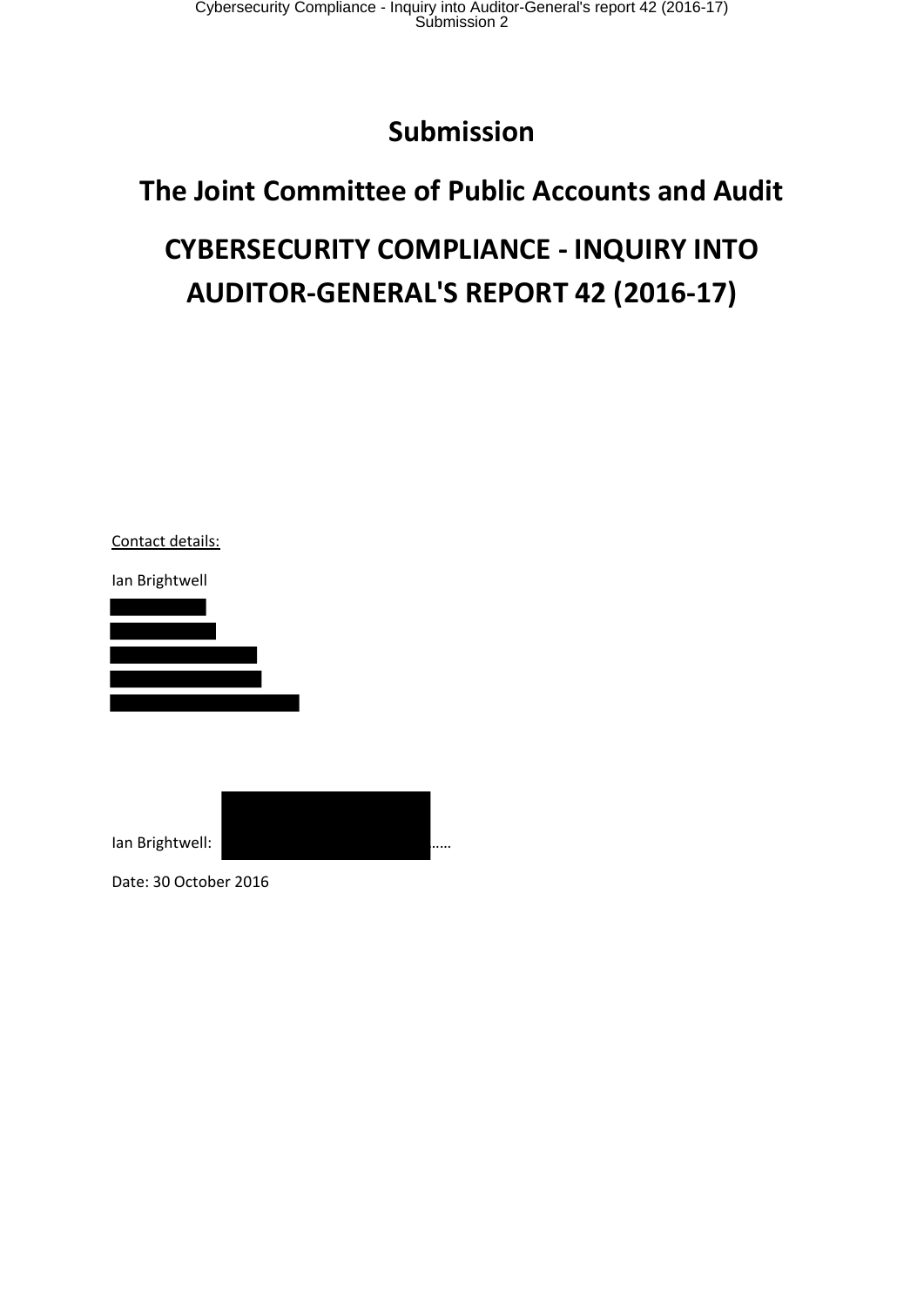# Submission

# The Joint Committee of Public Accounts and Audit

# CYBERSECURITY COMPLIANCE - INQUIRY INTO AUDITOR-GENERAL'S REPORT 42 (2016-17)

<u>Contact details:</u>

Ian Brightwell

Ian Brightwell: …..

Date: 30 October 2016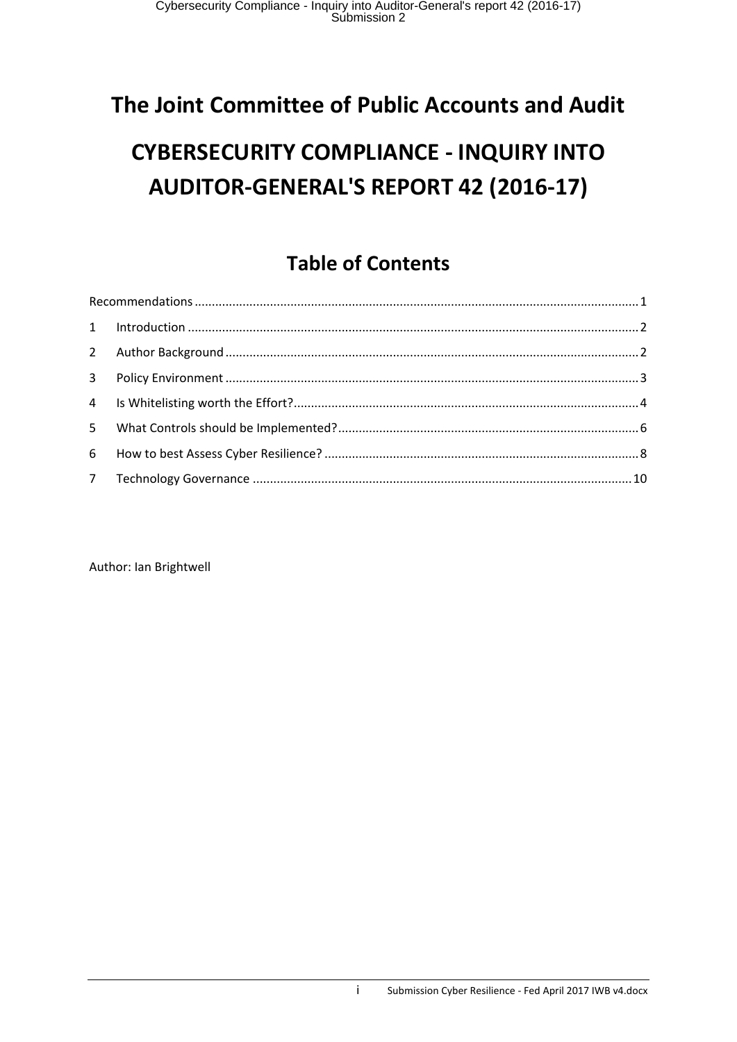# The Joint Committee of Public Accounts and Audit

# CYBERSECURITY COMPLIANCE - INQUIRY INTO AUDITOR-GENERAL'S REPORT 42 (2016-17)

## Table of Contents

Recommendations ........ 1

1 Introduction ........ 2

2 Author Background ........ 2

3 Policy Environment ........ 3

4 Is Whitelisting worth the Effort? ........ 4

5 What Controls should be Implemented? ........ 6

6 How to best Assess Cyber Resilience? ........ 8

7 Technology Governance ........ 10

Author: Ian Brightwell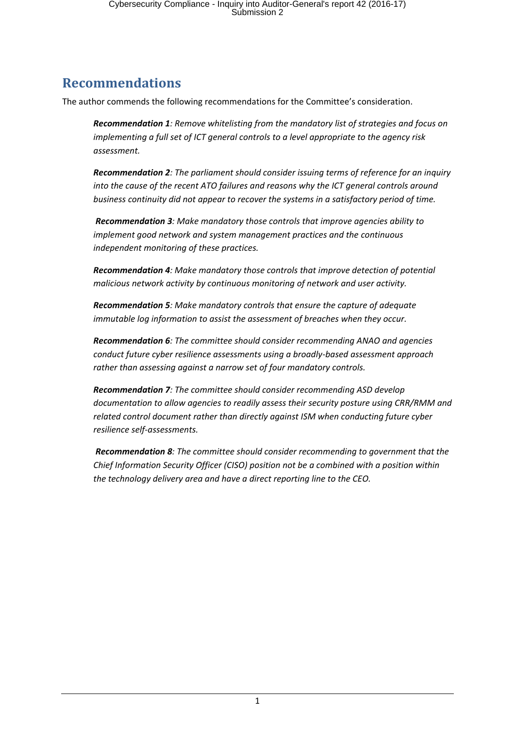## Recommendations

The author commends the following recommendations for the Committee's consideration.

> ***Recommendation 1****: Remove whitelisting from the mandatory list of strategies and focus on implementing a full set of ICT general controls to a level appropriate to the agency risk assessment.*
>
> ***Recommendation 2****: The parliament should consider issuing terms of reference for an inquiry into the cause of the recent ATO failures and reasons why the ICT general controls around business continuity did not appear to recover the systems in a satisfactory period of time.*
>
> ***Recommendation 3****: Make mandatory those controls that improve agencies ability to implement good network and system management practices and the continuous independent monitoring of these practices.*
>
> ***Recommendation 4****: Make mandatory those controls that improve detection of potential malicious network activity by continuous monitoring of network and user activity.*
>
> ***Recommendation 5****: Make mandatory controls that ensure the capture of adequate immutable log information to assist the assessment of breaches when they occur.*
>
> ***Recommendation 6****: The committee should consider recommending ANAO and agencies conduct future cyber resilience assessments using a broadly-based assessment approach rather than assessing against a narrow set of four mandatory controls.*
>
> ***Recommendation 7****: The committee should consider recommending ASD develop documentation to allow agencies to readily assess their security posture using CRR/RMM and related control document rather than directly against ISM when conducting future cyber resilience self-assessments.*
>
> ***Recommendation 8****: The committee should consider recommending to government that the Chief Information Security Officer (CISO) position not be a combined with a position within the technology delivery area and have a direct reporting line to the CEO.*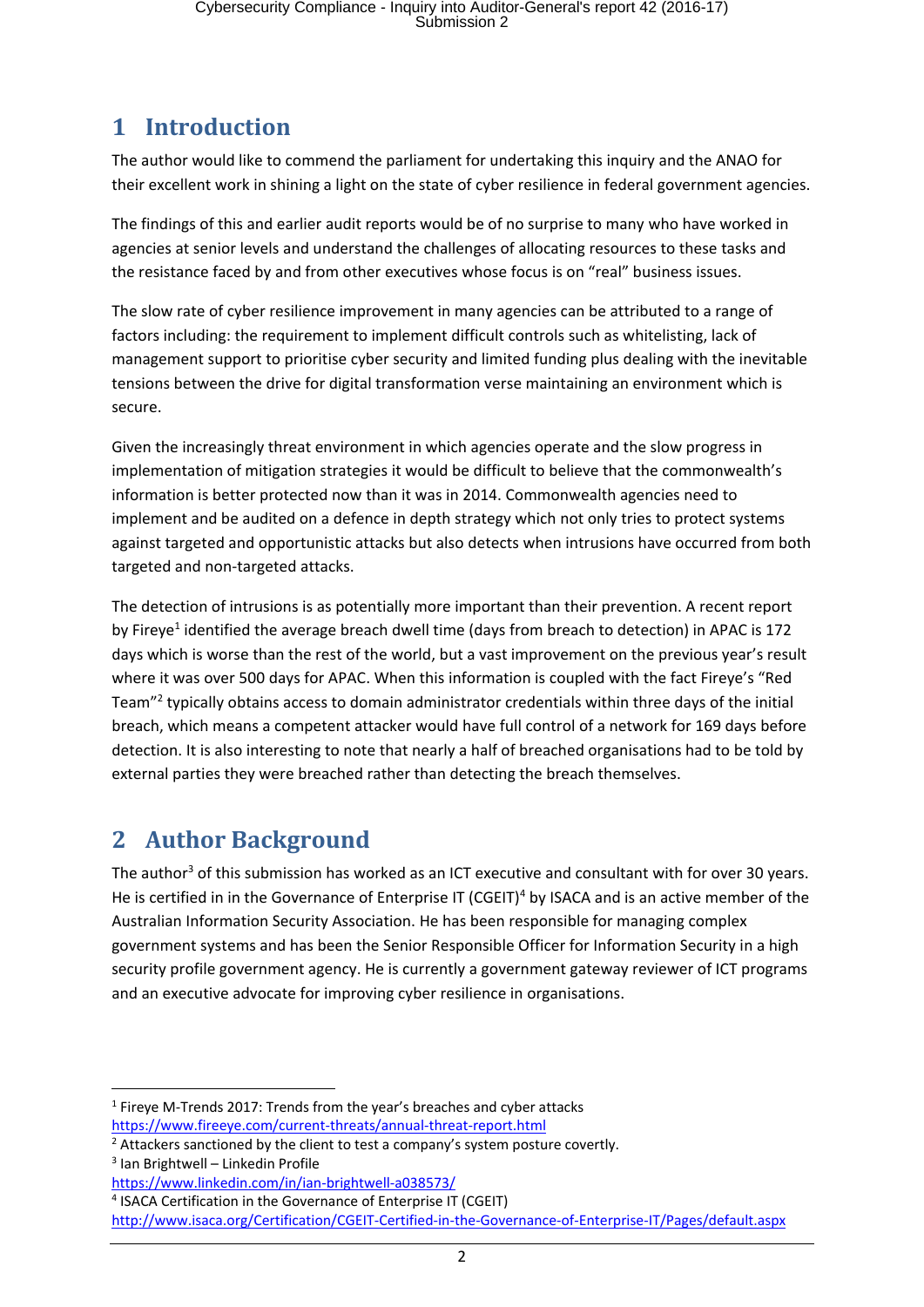# 1 Introduction

The author would like to commend the parliament for undertaking this inquiry and the ANAO for their excellent work in shining a light on the state of cyber resilience in federal government agencies.

The findings of this and earlier audit reports would be of no surprise to many who have worked in agencies at senior levels and understand the challenges of allocating resources to these tasks and the resistance faced by and from other executives whose focus is on "real" business issues.

The slow rate of cyber resilience improvement in many agencies can be attributed to a range of factors including: the requirement to implement difficult controls such as whitelisting, lack of management support to prioritise cyber security and limited funding plus dealing with the inevitable tensions between the drive for digital transformation verse maintaining an environment which is secure.

Given the increasingly threat environment in which agencies operate and the slow progress in implementation of mitigation strategies it would be difficult to believe that the commonwealth's information is better protected now than it was in 2014. Commonwealth agencies need to implement and be audited on a defence in depth strategy which not only tries to protect systems against targeted and opportunistic attacks but also detects when intrusions have occurred from both targeted and non-targeted attacks.

The detection of intrusions is as potentially more important than their prevention. A recent report by Fireye[1] identified the average breach dwell time (days from breach to detection) in APAC is 172 days which is worse than the rest of the world, but a vast improvement on the previous year's result where it was over 500 days for APAC. When this information is coupled with the fact Fireye's "Red Team"[2] typically obtains access to domain administrator credentials within three days of the initial breach, which means a competent attacker would have full control of a network for 169 days before detection. It is also interesting to note that nearly a half of breached organisations had to be told by external parties they were breached rather than detecting the breach themselves.

# 2 Author Background

The author[3] of this submission has worked as an ICT executive and consultant with for over 30 years. He is certified in in the Governance of Enterprise IT (CGEIT)[4] by ISACA and is an active member of the Australian Information Security Association. He has been responsible for managing complex government systems and has been the Senior Responsible Officer for Information Security in a high security profile government agency. He is currently a government gateway reviewer of ICT programs and an executive advocate for improving cyber resilience in organisations.

---

[1] Fireye M-Trends 2017: Trends from the year's breaches and cyber attacks https://www.fireeye.com/current-threats/annual-threat-report.html

[2] Attackers sanctioned by the client to test a company's system posture covertly.

[3] Ian Brightwell – Linkedin Profile https://www.linkedin.com/in/ian-brightwell-a038573/

[4] ISACA Certification in the Governance of Enterprise IT (CGEIT) http://www.isaca.org/Certification/CGEIT-Certified-in-the-Governance-of-Enterprise-IT/Pages/default.aspx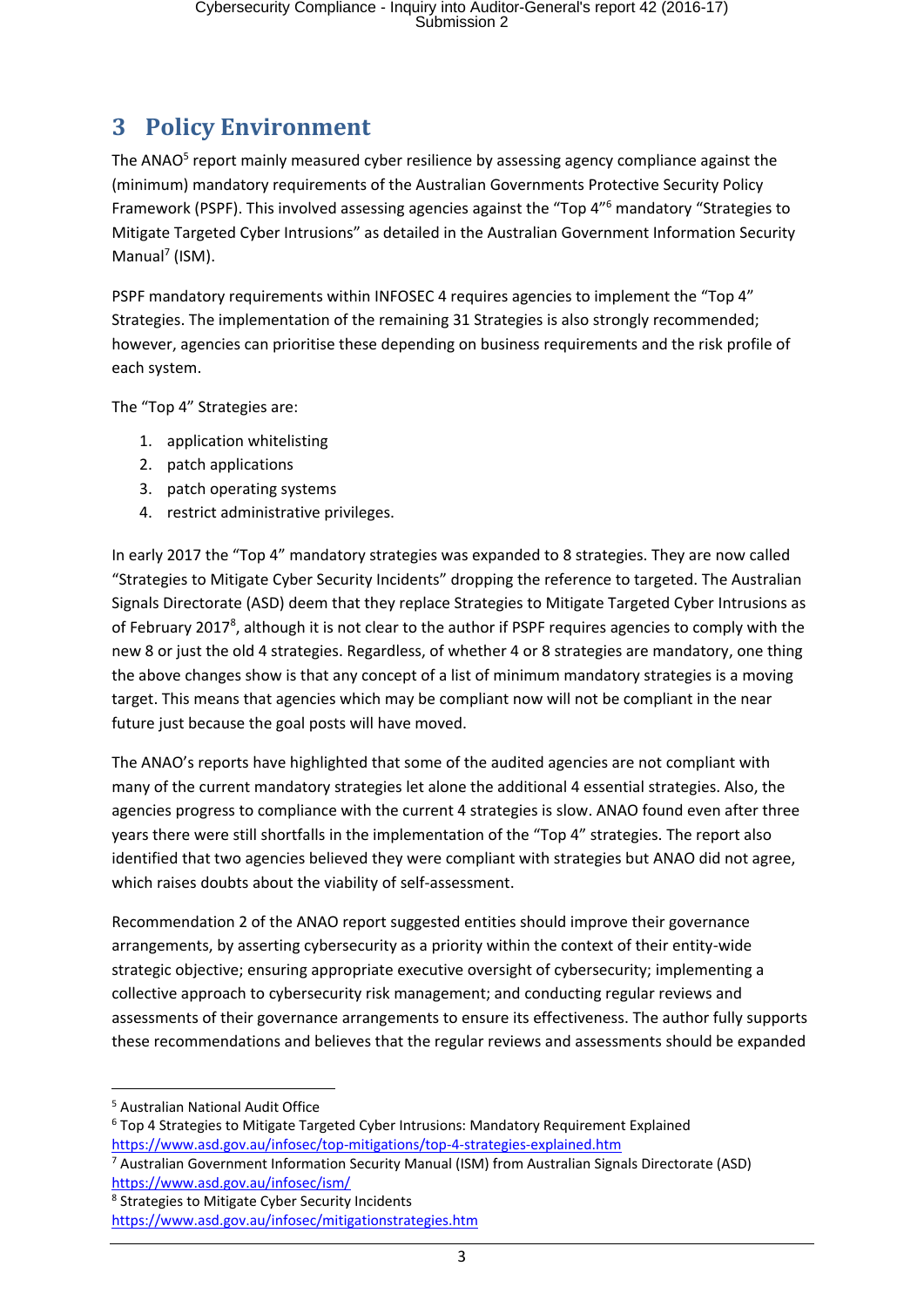## 3 Policy Environment

The ANAO[5] report mainly measured cyber resilience by assessing agency compliance against the (minimum) mandatory requirements of the Australian Governments Protective Security Policy Framework (PSPF). This involved assessing agencies against the "Top 4"[6] mandatory "Strategies to Mitigate Targeted Cyber Intrusions" as detailed in the Australian Government Information Security Manual[7] (ISM).

PSPF mandatory requirements within INFOSEC 4 requires agencies to implement the "Top 4" Strategies. The implementation of the remaining 31 Strategies is also strongly recommended; however, agencies can prioritise these depending on business requirements and the risk profile of each system.

The "Top 4" Strategies are:

1. application whitelisting
2. patch applications
3. patch operating systems
4. restrict administrative privileges.

In early 2017 the "Top 4" mandatory strategies was expanded to 8 strategies. They are now called "Strategies to Mitigate Cyber Security Incidents" dropping the reference to targeted. The Australian Signals Directorate (ASD) deem that they replace Strategies to Mitigate Targeted Cyber Intrusions as of February 2017[8], although it is not clear to the author if PSPF requires agencies to comply with the new 8 or just the old 4 strategies. Regardless, of whether 4 or 8 strategies are mandatory, one thing the above changes show is that any concept of a list of minimum mandatory strategies is a moving target. This means that agencies which may be compliant now will not be compliant in the near future just because the goal posts will have moved.

The ANAO's reports have highlighted that some of the audited agencies are not compliant with many of the current mandatory strategies let alone the additional 4 essential strategies. Also, the agencies progress to compliance with the current 4 strategies is slow. ANAO found even after three years there were still shortfalls in the implementation of the "Top 4" strategies. The report also identified that two agencies believed they were compliant with strategies but ANAO did not agree, which raises doubts about the viability of self-assessment.

Recommendation 2 of the ANAO report suggested entities should improve their governance arrangements, by asserting cybersecurity as a priority within the context of their entity-wide strategic objective; ensuring appropriate executive oversight of cybersecurity; implementing a collective approach to cybersecurity risk management; and conducting regular reviews and assessments of their governance arrangements to ensure its effectiveness. The author fully supports these recommendations and believes that the regular reviews and assessments should be expanded

---

[5] Australian National Audit Office

[6] Top 4 Strategies to Mitigate Targeted Cyber Intrusions: Mandatory Requirement Explained https://www.asd.gov.au/infosec/top-mitigations/top-4-strategies-explained.htm

[7] Australian Government Information Security Manual (ISM) from Australian Signals Directorate (ASD) https://www.asd.gov.au/infosec/ism/

[8] Strategies to Mitigate Cyber Security Incidents https://www.asd.gov.au/infosec/mitigationstrategies.htm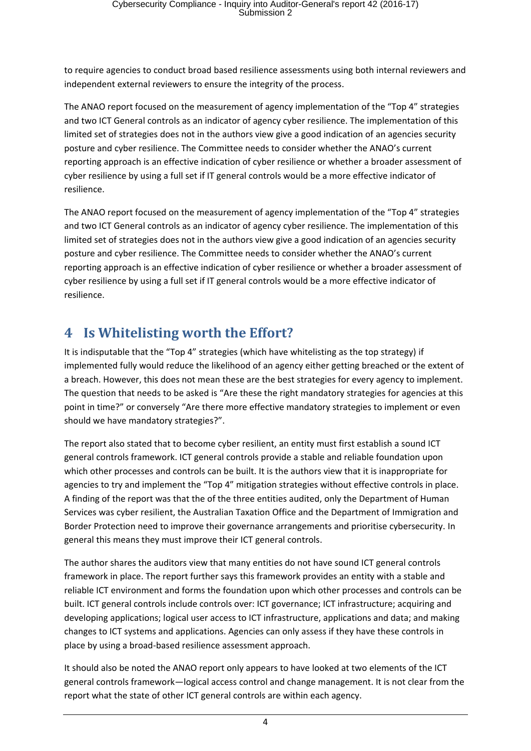to require agencies to conduct broad based resilience assessments using both internal reviewers and independent external reviewers to ensure the integrity of the process.

The ANAO report focused on the measurement of agency implementation of the "Top 4" strategies and two ICT General controls as an indicator of agency cyber resilience. The implementation of this limited set of strategies does not in the authors view give a good indication of an agencies security posture and cyber resilience. The Committee needs to consider whether the ANAO's current reporting approach is an effective indication of cyber resilience or whether a broader assessment of cyber resilience by using a full set if IT general controls would be a more effective indicator of resilience.

The ANAO report focused on the measurement of agency implementation of the "Top 4" strategies and two ICT General controls as an indicator of agency cyber resilience. The implementation of this limited set of strategies does not in the authors view give a good indication of an agencies security posture and cyber resilience. The Committee needs to consider whether the ANAO's current reporting approach is an effective indication of cyber resilience or whether a broader assessment of cyber resilience by using a full set if IT general controls would be a more effective indicator of resilience.

# 4 Is Whitelisting worth the Effort?

It is indisputable that the "Top 4" strategies (which have whitelisting as the top strategy) if implemented fully would reduce the likelihood of an agency either getting breached or the extent of a breach. However, this does not mean these are the best strategies for every agency to implement. The question that needs to be asked is "Are these the right mandatory strategies for agencies at this point in time?" or conversely "Are there more effective mandatory strategies to implement or even should we have mandatory strategies?".

The report also stated that to become cyber resilient, an entity must first establish a sound ICT general controls framework. ICT general controls provide a stable and reliable foundation upon which other processes and controls can be built. It is the authors view that it is inappropriate for agencies to try and implement the "Top 4" mitigation strategies without effective controls in place. A finding of the report was that the of the three entities audited, only the Department of Human Services was cyber resilient, the Australian Taxation Office and the Department of Immigration and Border Protection need to improve their governance arrangements and prioritise cybersecurity. In general this means they must improve their ICT general controls.

The author shares the auditors view that many entities do not have sound ICT general controls framework in place. The report further says this framework provides an entity with a stable and reliable ICT environment and forms the foundation upon which other processes and controls can be built. ICT general controls include controls over: ICT governance; ICT infrastructure; acquiring and developing applications; logical user access to ICT infrastructure, applications and data; and making changes to ICT systems and applications. Agencies can only assess if they have these controls in place by using a broad-based resilience assessment approach.

It should also be noted the ANAO report only appears to have looked at two elements of the ICT general controls framework—logical access control and change management. It is not clear from the report what the state of other ICT general controls are within each agency.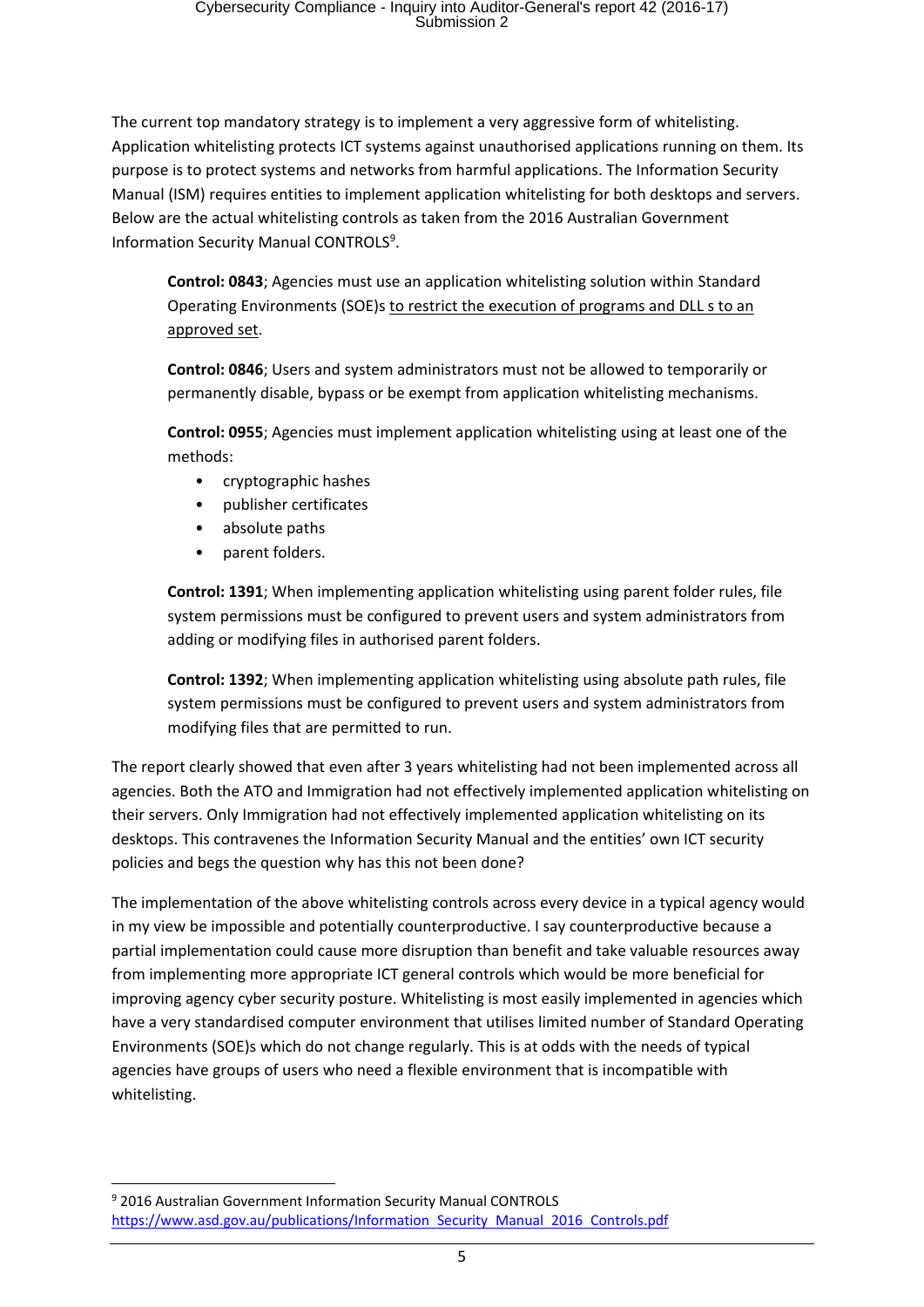The current top mandatory strategy is to implement a very aggressive form of whitelisting. Application whitelisting protects ICT systems against unauthorised applications running on them. Its purpose is to protect systems and networks from harmful applications. The Information Security Manual (ISM) requires entities to implement application whitelisting for both desktops and servers. Below are the actual whitelisting controls as taken from the 2016 Australian Government Information Security Manual CONTROLS[9].

> **Control: 0843**; Agencies must use an application whitelisting solution within Standard Operating Environments (SOE)s <u>to restrict the execution of programs and DLL s to an approved set</u>.
>
> **Control: 0846**; Users and system administrators must not be allowed to temporarily or permanently disable, bypass or be exempt from application whitelisting mechanisms.
>
> **Control: 0955**; Agencies must implement application whitelisting using at least one of the methods:
>
> - cryptographic hashes
> - publisher certificates
> - absolute paths
> - parent folders.
>
> **Control: 1391**; When implementing application whitelisting using parent folder rules, file system permissions must be configured to prevent users and system administrators from adding or modifying files in authorised parent folders.
>
> **Control: 1392**; When implementing application whitelisting using absolute path rules, file system permissions must be configured to prevent users and system administrators from modifying files that are permitted to run.

The report clearly showed that even after 3 years whitelisting had not been implemented across all agencies. Both the ATO and Immigration had not effectively implemented application whitelisting on their servers. Only Immigration had not effectively implemented application whitelisting on its desktops. This contravenes the Information Security Manual and the entities' own ICT security policies and begs the question why has this not been done?

The implementation of the above whitelisting controls across every device in a typical agency would in my view be impossible and potentially counterproductive. I say counterproductive because a partial implementation could cause more disruption than benefit and take valuable resources away from implementing more appropriate ICT general controls which would be more beneficial for improving agency cyber security posture. Whitelisting is most easily implemented in agencies which have a very standardised computer environment that utilises limited number of Standard Operating Environments (SOE)s which do not change regularly. This is at odds with the needs of typical agencies have groups of users who need a flexible environment that is incompatible with whitelisting.

---

[9] 2016 Australian Government Information Security Manual CONTROLS https://www.asd.gov.au/publications/Information_Security_Manual_2016_Controls.pdf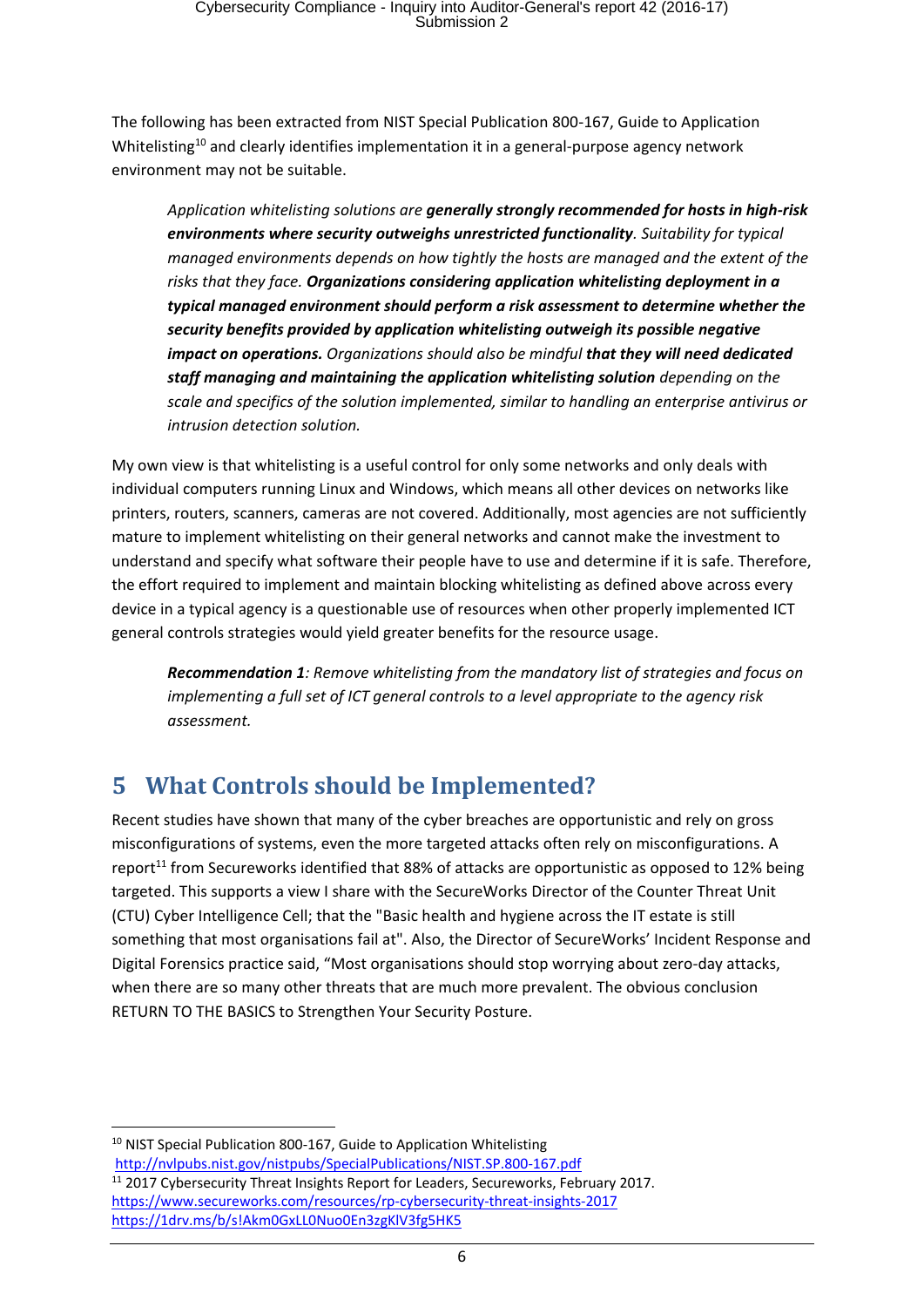The following has been extracted from NIST Special Publication 800-167, Guide to Application Whitelisting[10] and clearly identifies implementation it in a general-purpose agency network environment may not be suitable.

> *Application whitelisting solutions are* ***generally strongly recommended for hosts in high-risk environments where security outweighs unrestricted functionality****. Suitability for typical managed environments depends on how tightly the hosts are managed and the extent of the risks that they face.* ***Organizations considering application whitelisting deployment in a typical managed environment should perform a risk assessment to determine whether the security benefits provided by application whitelisting outweigh its possible negative impact on operations.*** *Organizations should also be mindful* ***that they will need dedicated staff managing and maintaining the application whitelisting solution*** *depending on the scale and specifics of the solution implemented, similar to handling an enterprise antivirus or intrusion detection solution.*

My own view is that whitelisting is a useful control for only some networks and only deals with individual computers running Linux and Windows, which means all other devices on networks like printers, routers, scanners, cameras are not covered. Additionally, most agencies are not sufficiently mature to implement whitelisting on their general networks and cannot make the investment to understand and specify what software their people have to use and determine if it is safe. Therefore, the effort required to implement and maintain blocking whitelisting as defined above across every device in a typical agency is a questionable use of resources when other properly implemented ICT general controls strategies would yield greater benefits for the resource usage.

> ***Recommendation 1****: Remove whitelisting from the mandatory list of strategies and focus on implementing a full set of ICT general controls to a level appropriate to the agency risk assessment.*

## 5 What Controls should be Implemented?

Recent studies have shown that many of the cyber breaches are opportunistic and rely on gross misconfigurations of systems, even the more targeted attacks often rely on misconfigurations. A report[11] from Secureworks identified that 88% of attacks are opportunistic as opposed to 12% being targeted. This supports a view I share with the SecureWorks Director of the Counter Threat Unit (CTU) Cyber Intelligence Cell; that the "Basic health and hygiene across the IT estate is still something that most organisations fail at". Also, the Director of SecureWorks' Incident Response and Digital Forensics practice said, "Most organisations should stop worrying about zero-day attacks, when there are so many other threats that are much more prevalent. The obvious conclusion RETURN TO THE BASICS to Strengthen Your Security Posture.

---

[10] NIST Special Publication 800-167, Guide to Application Whitelisting http://nvlpubs.nist.gov/nistpubs/SpecialPublications/NIST.SP.800-167.pdf

[11] 2017 Cybersecurity Threat Insights Report for Leaders, Secureworks, February 2017. https://www.secureworks.com/resources/rp-cybersecurity-threat-insights-2017 https://1drv.ms/b/s!Akm0GxLL0Nuo0En3zgKlV3fg5HK5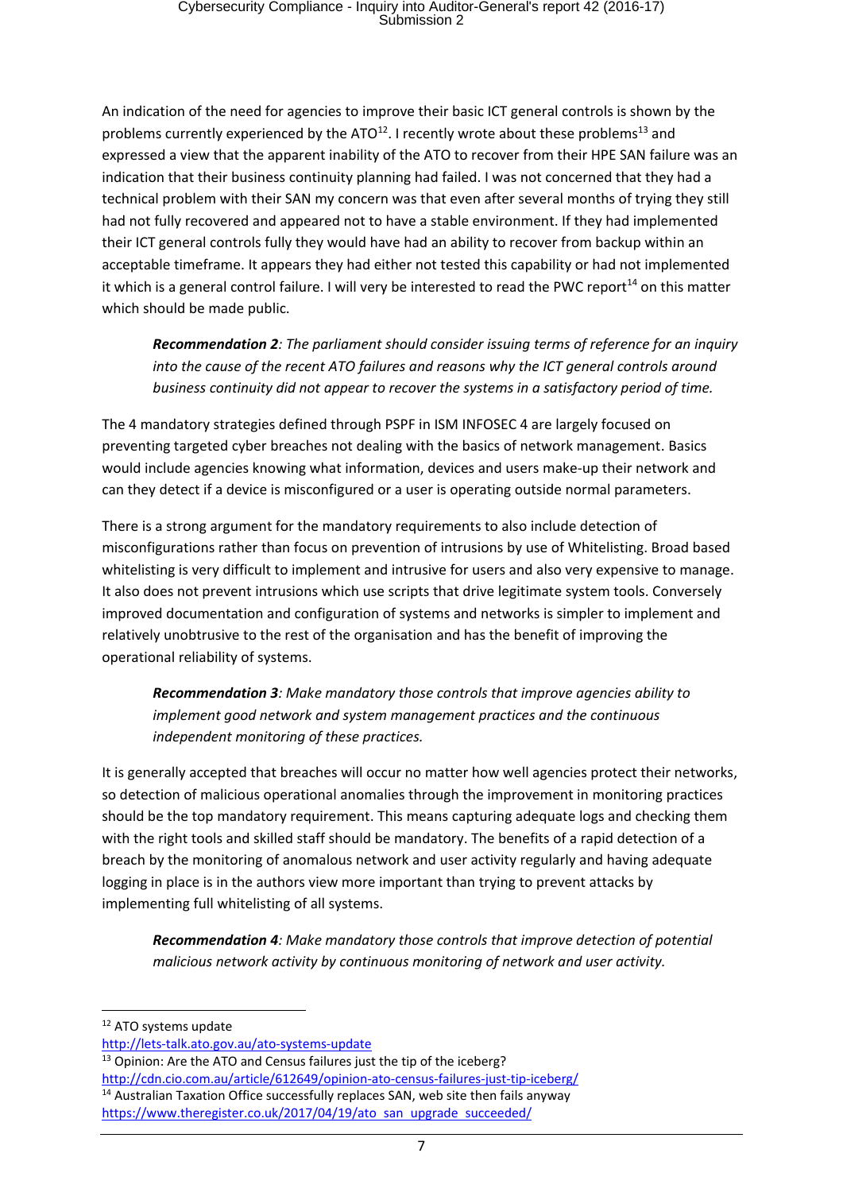An indication of the need for agencies to improve their basic ICT general controls is shown by the problems currently experienced by the ATO[12]. I recently wrote about these problems[13] and expressed a view that the apparent inability of the ATO to recover from their HPE SAN failure was an indication that their business continuity planning had failed. I was not concerned that they had a technical problem with their SAN my concern was that even after several months of trying they still had not fully recovered and appeared not to have a stable environment. If they had implemented their ICT general controls fully they would have had an ability to recover from backup within an acceptable timeframe. It appears they had either not tested this capability or had not implemented it which is a general control failure. I will very be interested to read the PWC report[14] on this matter which should be made public.

> ***Recommendation 2****: The parliament should consider issuing terms of reference for an inquiry into the cause of the recent ATO failures and reasons why the ICT general controls around business continuity did not appear to recover the systems in a satisfactory period of time.*

The 4 mandatory strategies defined through PSPF in ISM INFOSEC 4 are largely focused on preventing targeted cyber breaches not dealing with the basics of network management. Basics would include agencies knowing what information, devices and users make-up their network and can they detect if a device is misconfigured or a user is operating outside normal parameters.

There is a strong argument for the mandatory requirements to also include detection of misconfigurations rather than focus on prevention of intrusions by use of Whitelisting. Broad based whitelisting is very difficult to implement and intrusive for users and also very expensive to manage. It also does not prevent intrusions which use scripts that drive legitimate system tools. Conversely improved documentation and configuration of systems and networks is simpler to implement and relatively unobtrusive to the rest of the organisation and has the benefit of improving the operational reliability of systems.

> ***Recommendation 3****: Make mandatory those controls that improve agencies ability to implement good network and system management practices and the continuous independent monitoring of these practices.*

It is generally accepted that breaches will occur no matter how well agencies protect their networks, so detection of malicious operational anomalies through the improvement in monitoring practices should be the top mandatory requirement. This means capturing adequate logs and checking them with the right tools and skilled staff should be mandatory. The benefits of a rapid detection of a breach by the monitoring of anomalous network and user activity regularly and having adequate logging in place is in the authors view more important than trying to prevent attacks by implementing full whitelisting of all systems.

> ***Recommendation 4****: Make mandatory those controls that improve detection of potential malicious network activity by continuous monitoring of network and user activity.*

---

[12] ATO systems update
http://lets-talk.ato.gov.au/ato-systems-update

[13] Opinion: Are the ATO and Census failures just the tip of the iceberg?
http://cdn.cio.com.au/article/612649/opinion-ato-census-failures-just-tip-iceberg/

[14] Australian Taxation Office successfully replaces SAN, web site then fails anyway
https://www.theregister.co.uk/2017/04/19/ato_san_upgrade_succeeded/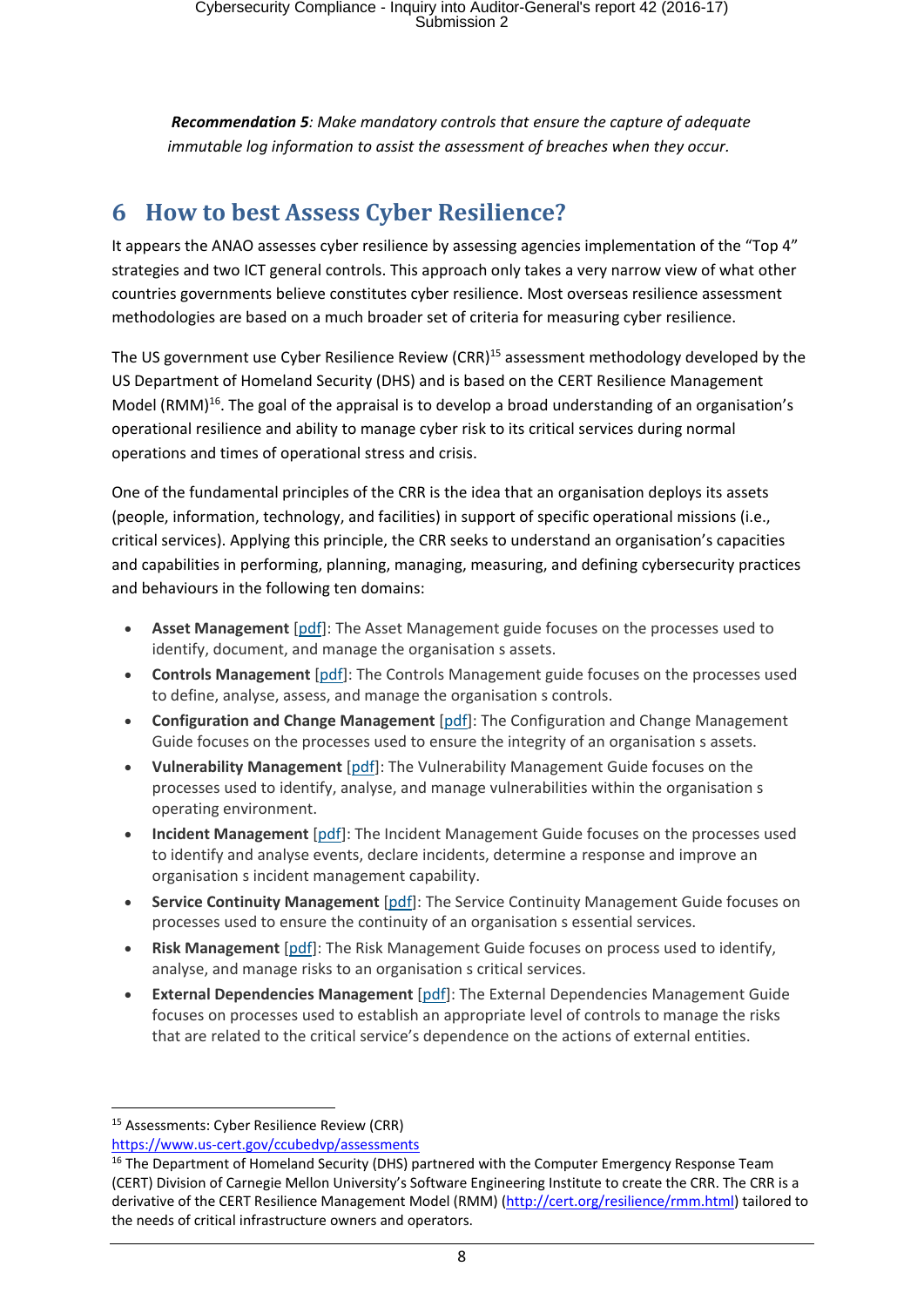*__Recommendation 5__: Make mandatory controls that ensure the capture of adequate immutable log information to assist the assessment of breaches when they occur.*

## 6 How to best Assess Cyber Resilience?

It appears the ANAO assesses cyber resilience by assessing agencies implementation of the “Top 4” strategies and two ICT general controls. This approach only takes a very narrow view of what other countries governments believe constitutes cyber resilience. Most overseas resilience assessment methodologies are based on a much broader set of criteria for measuring cyber resilience.

The US government use Cyber Resilience Review (CRR)[15] assessment methodology developed by the US Department of Homeland Security (DHS) and is based on the CERT Resilience Management Model (RMM)[16]. The goal of the appraisal is to develop a broad understanding of an organisation’s operational resilience and ability to manage cyber risk to its critical services during normal operations and times of operational stress and crisis.

One of the fundamental principles of the CRR is the idea that an organisation deploys its assets (people, information, technology, and facilities) in support of specific operational missions (i.e., critical services). Applying this principle, the CRR seeks to understand an organisation’s capacities and capabilities in performing, planning, managing, measuring, and defining cybersecurity practices and behaviours in the following ten domains:

- **Asset Management** [pdf]: The Asset Management guide focuses on the processes used to identify, document, and manage the organisation s assets.
- **Controls Management** [pdf]: The Controls Management guide focuses on the processes used to define, analyse, assess, and manage the organisation s controls.
- **Configuration and Change Management** [pdf]: The Configuration and Change Management Guide focuses on the processes used to ensure the integrity of an organisation s assets.
- **Vulnerability Management** [pdf]: The Vulnerability Management Guide focuses on the processes used to identify, analyse, and manage vulnerabilities within the organisation s operating environment.
- **Incident Management** [pdf]: The Incident Management Guide focuses on the processes used to identify and analyse events, declare incidents, determine a response and improve an organisation s incident management capability.
- **Service Continuity Management** [pdf]: The Service Continuity Management Guide focuses on processes used to ensure the continuity of an organisation s essential services.
- **Risk Management** [pdf]: The Risk Management Guide focuses on process used to identify, analyse, and manage risks to an organisation s critical services.
- **External Dependencies Management** [pdf]: The External Dependencies Management Guide focuses on processes used to establish an appropriate level of controls to manage the risks that are related to the critical service’s dependence on the actions of external entities.

---

[15] Assessments: Cyber Resilience Review (CRR) https://www.us-cert.gov/ccubedvp/assessments

[16] The Department of Homeland Security (DHS) partnered with the Computer Emergency Response Team (CERT) Division of Carnegie Mellon University’s Software Engineering Institute to create the CRR. The CRR is a derivative of the CERT Resilience Management Model (RMM) (http://cert.org/resilience/rmm.html) tailored to the needs of critical infrastructure owners and operators.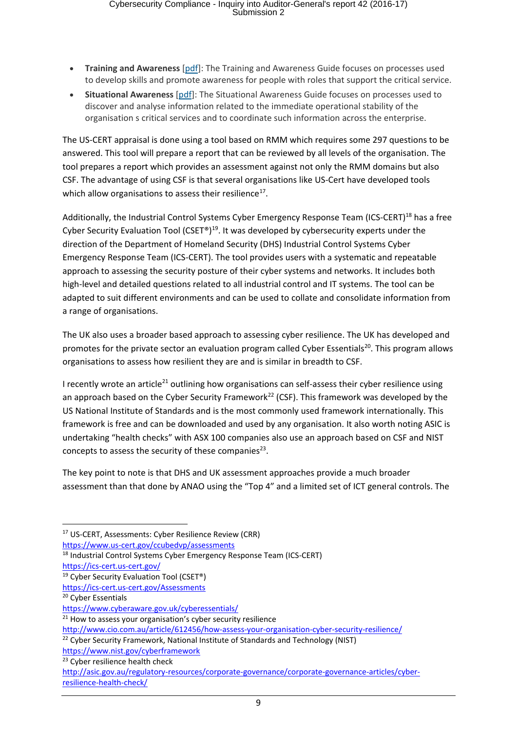- **Training and Awareness** [pdf]: The Training and Awareness Guide focuses on processes used to develop skills and promote awareness for people with roles that support the critical service.
- **Situational Awareness** [pdf]: The Situational Awareness Guide focuses on processes used to discover and analyse information related to the immediate operational stability of the organisation s critical services and to coordinate such information across the enterprise.

The US-CERT appraisal is done using a tool based on RMM which requires some 297 questions to be answered. This tool will prepare a report that can be reviewed by all levels of the organisation. The tool prepares a report which provides an assessment against not only the RMM domains but also CSF. The advantage of using CSF is that several organisations like US-Cert have developed tools which allow organisations to assess their resilience[17].

Additionally, the Industrial Control Systems Cyber Emergency Response Team (ICS-CERT)[18] has a free Cyber Security Evaluation Tool (CSET®)[19]. It was developed by cybersecurity experts under the direction of the Department of Homeland Security (DHS) Industrial Control Systems Cyber Emergency Response Team (ICS-CERT). The tool provides users with a systematic and repeatable approach to assessing the security posture of their cyber systems and networks. It includes both high-level and detailed questions related to all industrial control and IT systems. The tool can be adapted to suit different environments and can be used to collate and consolidate information from a range of organisations.

The UK also uses a broader based approach to assessing cyber resilience. The UK has developed and promotes for the private sector an evaluation program called Cyber Essentials[20]. This program allows organisations to assess how resilient they are and is similar in breadth to CSF.

I recently wrote an article[21] outlining how organisations can self-assess their cyber resilience using an approach based on the Cyber Security Framework[22] (CSF). This framework was developed by the US National Institute of Standards and is the most commonly used framework internationally. This framework is free and can be downloaded and used by any organisation. It also worth noting ASIC is undertaking "health checks" with ASX 100 companies also use an approach based on CSF and NIST concepts to assess the security of these companies[23].

The key point to note is that DHS and UK assessment approaches provide a much broader assessment than that done by ANAO using the "Top 4" and a limited set of ICT general controls. The

---

[17] US-CERT, Assessments: Cyber Resilience Review (CRR)
https://www.us-cert.gov/ccubedvp/assessments

[18] Industrial Control Systems Cyber Emergency Response Team (ICS-CERT)
https://ics-cert.us-cert.gov/

[19] Cyber Security Evaluation Tool (CSET®)
https://ics-cert.us-cert.gov/Assessments

[20] Cyber Essentials
https://www.cyberaware.gov.uk/cyberessentials/

[21] How to assess your organisation's cyber security resilience
http://www.cio.com.au/article/612456/how-assess-your-organisation-cyber-security-resilience/

[22] Cyber Security Framework, National Institute of Standards and Technology (NIST)
https://www.nist.gov/cyberframework

[23] Cyber resilience health check
http://asic.gov.au/regulatory-resources/corporate-governance/corporate-governance-articles/cyber-resilience-health-check/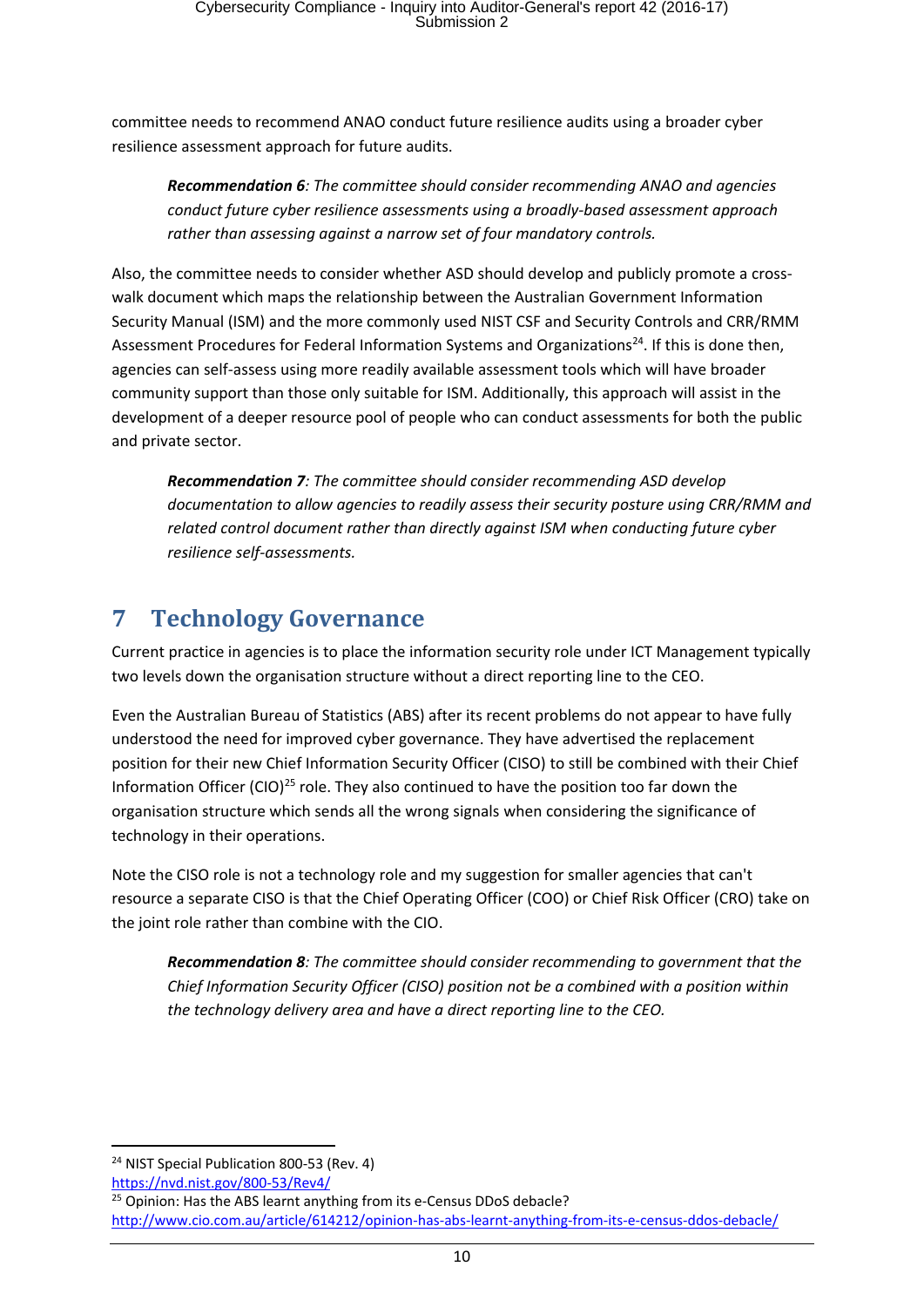committee needs to recommend ANAO conduct future resilience audits using a broader cyber resilience assessment approach for future audits.

> ***Recommendation 6****: The committee should consider recommending ANAO and agencies conduct future cyber resilience assessments using a broadly-based assessment approach rather than assessing against a narrow set of four mandatory controls.*

Also, the committee needs to consider whether ASD should develop and publicly promote a cross-walk document which maps the relationship between the Australian Government Information Security Manual (ISM) and the more commonly used NIST CSF and Security Controls and CRR/RMM Assessment Procedures for Federal Information Systems and Organizations[24]. If this is done then, agencies can self-assess using more readily available assessment tools which will have broader community support than those only suitable for ISM. Additionally, this approach will assist in the development of a deeper resource pool of people who can conduct assessments for both the public and private sector.

> ***Recommendation 7****: The committee should consider recommending ASD develop documentation to allow agencies to readily assess their security posture using CRR/RMM and related control document rather than directly against ISM when conducting future cyber resilience self-assessments.*

# 7 Technology Governance

Current practice in agencies is to place the information security role under ICT Management typically two levels down the organisation structure without a direct reporting line to the CEO.

Even the Australian Bureau of Statistics (ABS) after its recent problems do not appear to have fully understood the need for improved cyber governance. They have advertised the replacement position for their new Chief Information Security Officer (CISO) to still be combined with their Chief Information Officer (CIO)[25] role. They also continued to have the position too far down the organisation structure which sends all the wrong signals when considering the significance of technology in their operations.

Note the CISO role is not a technology role and my suggestion for smaller agencies that can't resource a separate CISO is that the Chief Operating Officer (COO) or Chief Risk Officer (CRO) take on the joint role rather than combine with the CIO.

> ***Recommendation 8****: The committee should consider recommending to government that the Chief Information Security Officer (CISO) position not be a combined with a position within the technology delivery area and have a direct reporting line to the CEO.*

---

[24] NIST Special Publication 800-53 (Rev. 4)
https://nvd.nist.gov/800-53/Rev4/

[25] Opinion: Has the ABS learnt anything from its e-Census DDoS debacle?
http://www.cio.com.au/article/614212/opinion-has-abs-learnt-anything-from-its-e-census-ddos-debacle/